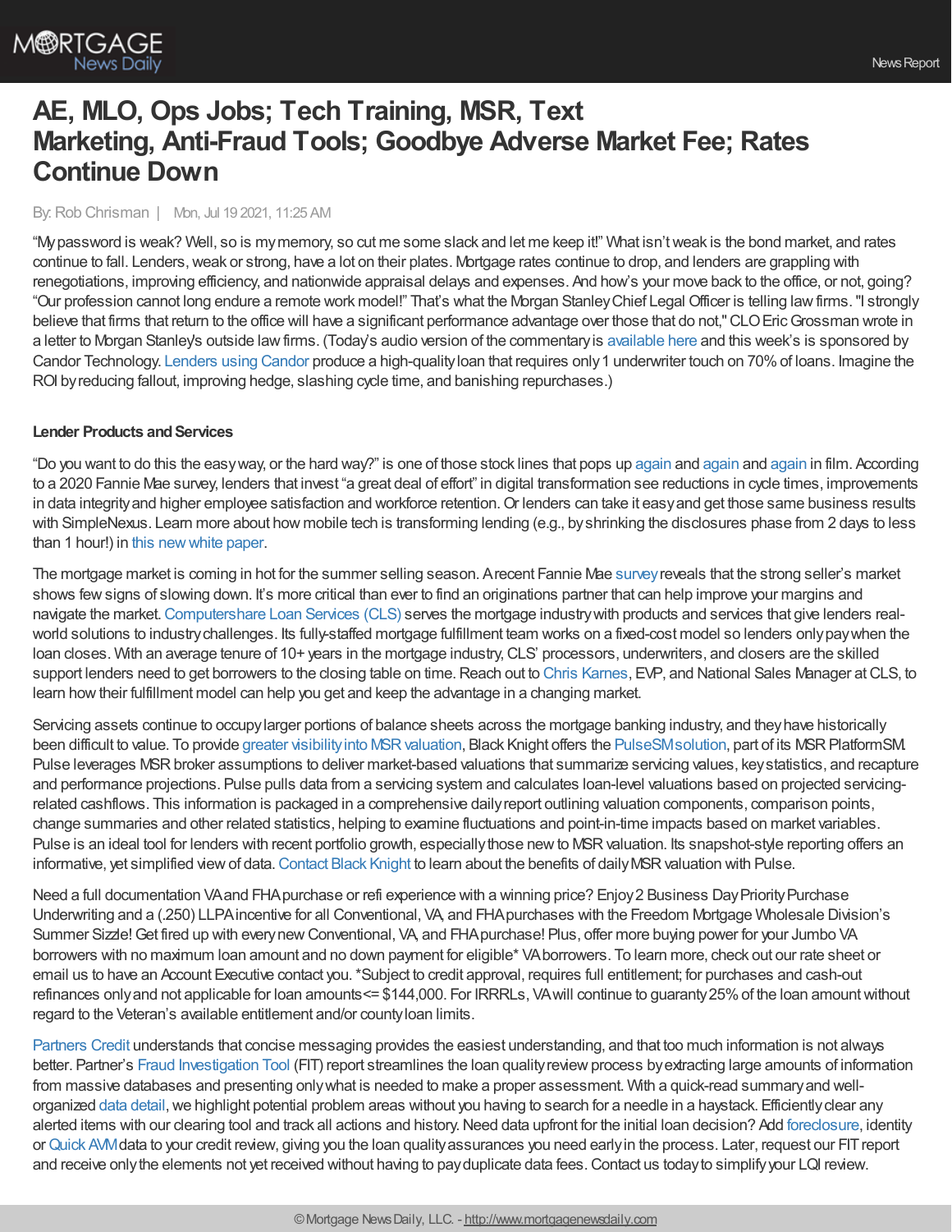# AE, MLO, Ops Jobs; Tech Training, MSR, Text Marketing, Anti-Fraud Tools; Goodbye Adverse Market Fee; Rates Continue Down

By: Rob Chrisman | Mon, Jul 19 2021, 11:25 AM

"My password is weak? Well, so is my memory, so cut me some slack and let me keep it!" What isn't weak is the bond market, and rates continue to fall. Lenders, weak or strong, have a lot on their plates. Mortgage rates continue to drop, and lenders are grappling with renegotiations, improving efficiency, and nationwide appraisal delays and expenses. And how's your move back to the office, or not, going? "Our profession cannot long endure a remote work model!" That's what the Morgan Stanley Chief Legal Officer is telling law firms. "I strongly believe that firms that return to the office will have a significant performance advantage over those that do not," CLO Eric Grossman wrote in a letter to Morgan Stanley's outside law firms. (Today's audio version of the commentary is available here and this week's is sponsored by Candor Technology. Lenders using Candor produce a high-quality loan that requires only 1 underwriter touch on 70% of loans. Imagine the ROI by reducing fallout, improving hedge, slashing cycle time, and banishing repurchases.)

**Lender Products and Services**

"Do you want to do this the easy way, or the hard way?" is one of those stock lines that pops up again and again and again in film. According to a 2020 Fannie Mae survey, lenders that invest "a great deal of effort" in digital transformation see reductions in cycle times, improvements in data integrity and higher employee satisfaction and workforce retention. Or lenders can take it easy and get those same business results with SimpleNexus. Learn more about how mobile tech is transforming lending (e.g., by shrinking the disclosures phase from 2 days to less than 1 hour!) in this new white paper.

The mortgage market is coming in hot for the summer selling season. A recent Fannie Mae survey reveals that the strong seller's market shows few signs of slowing down. It's more critical than ever to find an originations partner that can help improve your margins and navigate the market. Computershare Loan Services (CLS) serves the mortgage industry with products and services that give lenders real-world solutions to industry challenges. Its fully-staffed mortgage fulfillment team works on a fixed-cost model so lenders only pay when the loan closes. With an average tenure of 10+ years in the mortgage industry, CLS' processors, underwriters, and closers are the skilled support lenders need to get borrowers to the closing table on time. Reach out to Chris Karnes, EVP, and National Sales Manager at CLS, to learn how their fulfillment model can help you get and keep the advantage in a changing market.

Servicing assets continue to occupy larger portions of balance sheets across the mortgage banking industry, and they have historically been difficult to value. To provide greater visibility into MSR valuation, Black Knight offers the PulseSM solution, part of its MSR PlatformSM. Pulse leverages MSR broker assumptions to deliver market-based valuations that summarize servicing values, key statistics, and recapture and performance projections. Pulse pulls data from a servicing system and calculates loan-level valuations based on projected servicing-related cashflows. This information is packaged in a comprehensive daily report outlining valuation components, comparison points, change summaries and other related statistics, helping to examine fluctuations and point-in-time impacts based on market variables. Pulse is an ideal tool for lenders with recent portfolio growth, especially those new to MSR valuation. Its snapshot-style reporting offers an informative, yet simplified view of data. Contact Black Knight to learn about the benefits of daily MSR valuation with Pulse.

Need a full documentation VA and FHA purchase or refi experience with a winning price? Enjoy 2 Business Day Priority Purchase Underwriting and a (.250) LLPA incentive for all Conventional, VA, and FHA purchases with the Freedom Mortgage Wholesale Division's Summer Sizzle! Get fired up with every new Conventional, VA, and FHA purchase! Plus, offer more buying power for your Jumbo VA borrowers with no maximum loan amount and no down payment for eligible* VA borrowers. To learn more, check out our rate sheet or email us to have an Account Executive contact you. *Subject to credit approval, requires full entitlement; for purchases and cash-out refinances only and not applicable for loan amounts<= $144,000. For IRRRLs, VA will continue to guaranty 25% of the loan amount without regard to the Veteran's available entitlement and/or county loan limits.

Partners Credit understands that concise messaging provides the easiest understanding, and that too much information is not always better. Partner's Fraud Investigation Tool (FIT) report streamlines the loan quality review process by extracting large amounts of information from massive databases and presenting only what is needed to make a proper assessment. With a quick-read summary and well-organized data detail, we highlight potential problem areas without you having to search for a needle in a haystack. Efficiently clear any alerted items with our clearing tool and track all actions and history. Need data upfront for the initial loan decision? Add foreclosure, identity or Quick AVM data to your credit review, giving you the loan quality assurances you need early in the process. Later, request our FIT report and receive only the elements not yet received without having to pay duplicate data fees. Contact us today to simplify your LQI review.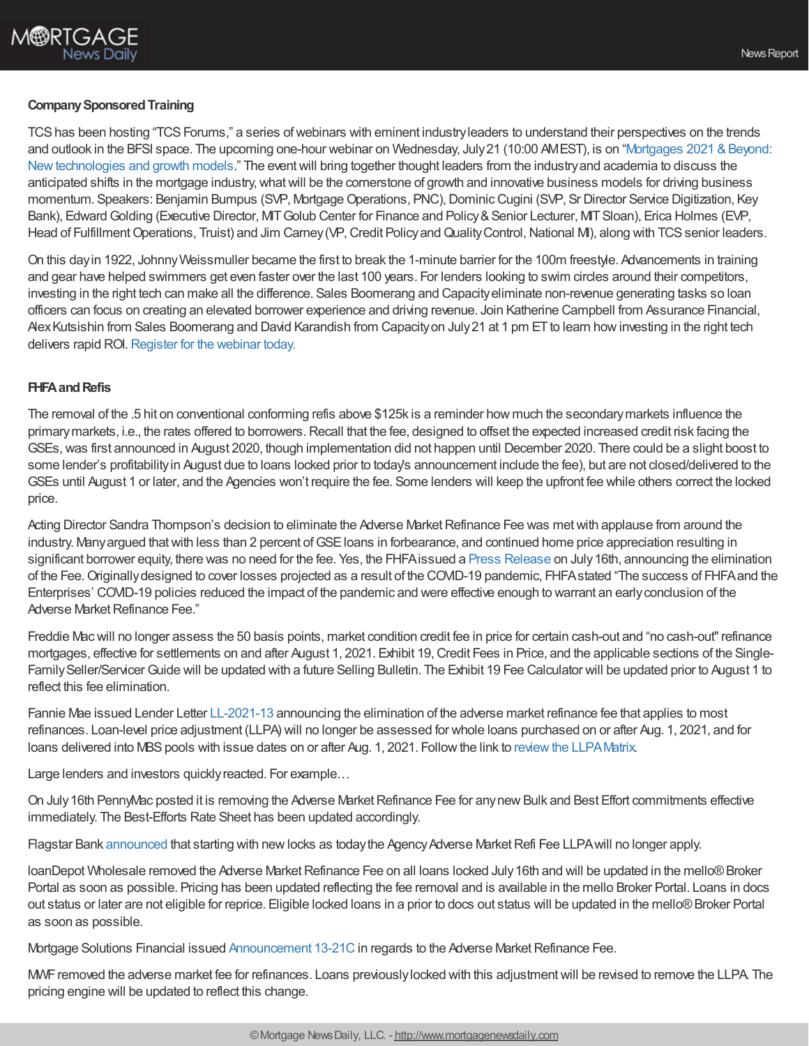**Company Sponsored Training**

TCS has been hosting "TCS Forums," a series of webinars with eminent industry leaders to understand their perspectives on the trends and outlook in the BFSI space. The upcoming one-hour webinar on Wednesday, July 21 (10:00 AM EST), is on "Mortgages 2021 & Beyond: New technologies and growth models." The event will bring together thought leaders from the industry and academia to discuss the anticipated shifts in the mortgage industry, what will be the cornerstone of growth and innovative business models for driving business momentum. Speakers: Benjamin Bumpus (SVP, Mortgage Operations, PNC), Dominic Cugini (SVP, Sr Director Service Digitization, Key Bank), Edward Golding (Executive Director, MIT Golub Center for Finance and Policy & Senior Lecturer, MIT Sloan), Erica Holmes (EVP, Head of Fulfillment Operations, Truist) and Jim Carney (VP, Credit Policy and Quality Control, National MI), along with TCS senior leaders.

On this day in 1922, Johnny Weissmuller became the first to break the 1-minute barrier for the 100m freestyle. Advancements in training and gear have helped swimmers get even faster over the last 100 years. For lenders looking to swim circles around their competitors, investing in the right tech can make all the difference. Sales Boomerang and Capacity eliminate non-revenue generating tasks so loan officers can focus on creating an elevated borrower experience and driving revenue. Join Katherine Campbell from Assurance Financial, Alex Kutsishin from Sales Boomerang and David Karandish from Capacity on July 21 at 1 pm ET to learn how investing in the right tech delivers rapid ROI. Register for the webinar today.

**FHFA and Refis**

The removal of the .5 hit on conventional conforming refis above $125k is a reminder how much the secondary markets influence the primary markets, i.e., the rates offered to borrowers. Recall that the fee, designed to offset the expected increased credit risk facing the GSEs, was first announced in August 2020, though implementation did not happen until December 2020. There could be a slight boost to some lender's profitability in August due to loans locked prior to todays announcement include the fee), but are not closed/delivered to the GSEs until August 1 or later, and the Agencies won't require the fee. Some lenders will keep the upfront fee while others correct the locked price.

Acting Director Sandra Thompson's decision to eliminate the Adverse Market Refinance Fee was met with applause from around the industry. Many argued that with less than 2 percent of GSE loans in forbearance, and continued home price appreciation resulting in significant borrower equity, there was no need for the fee. Yes, the FHFA issued a Press Release on July 16th, announcing the elimination of the Fee. Originally designed to cover losses projected as a result of the COVID-19 pandemic, FHFA stated "The success of FHFA and the Enterprises' COVID-19 policies reduced the impact of the pandemic and were effective enough to warrant an early conclusion of the Adverse Market Refinance Fee."

Freddie Mac will no longer assess the 50 basis points, market condition credit fee in price for certain cash-out and "no cash-out" refinance mortgages, effective for settlements on and after August 1, 2021. Exhibit 19, Credit Fees in Price, and the applicable sections of the Single-Family Seller/Servicer Guide will be updated with a future Selling Bulletin. The Exhibit 19 Fee Calculator will be updated prior to August 1 to reflect this fee elimination.

Fannie Mae issued Lender Letter LL-2021-13 announcing the elimination of the adverse market refinance fee that applies to most refinances. Loan-level price adjustment (LLPA) will no longer be assessed for whole loans purchased on or after Aug. 1, 2021, and for loans delivered into MBS pools with issue dates on or after Aug. 1, 2021. Follow the link to review the LLPA Matrix.

Large lenders and investors quickly reacted. For example…

On July 16th PennyMac posted it is removing the Adverse Market Refinance Fee for any new Bulk and Best Effort commitments effective immediately. The Best-Efforts Rate Sheet has been updated accordingly.

Flagstar Bank announced that starting with new locks as today the Agency Adverse Market Refi Fee LLPA will no longer apply.

loanDepot Wholesale removed the Adverse Market Refinance Fee on all loans locked July 16th and will be updated in the mello® Broker Portal as soon as possible. Pricing has been updated reflecting the fee removal and is available in the mello Broker Portal. Loans in docs out status or later are not eligible for reprice. Eligible locked loans in a prior to docs out status will be updated in the mello® Broker Portal as soon as possible.

Mortgage Solutions Financial issued Announcement 13-21C in regards to the Adverse Market Refinance Fee.

MWF removed the adverse market fee for refinances. Loans previously locked with this adjustment will be revised to remove the LLPA. The pricing engine will be updated to reflect this change.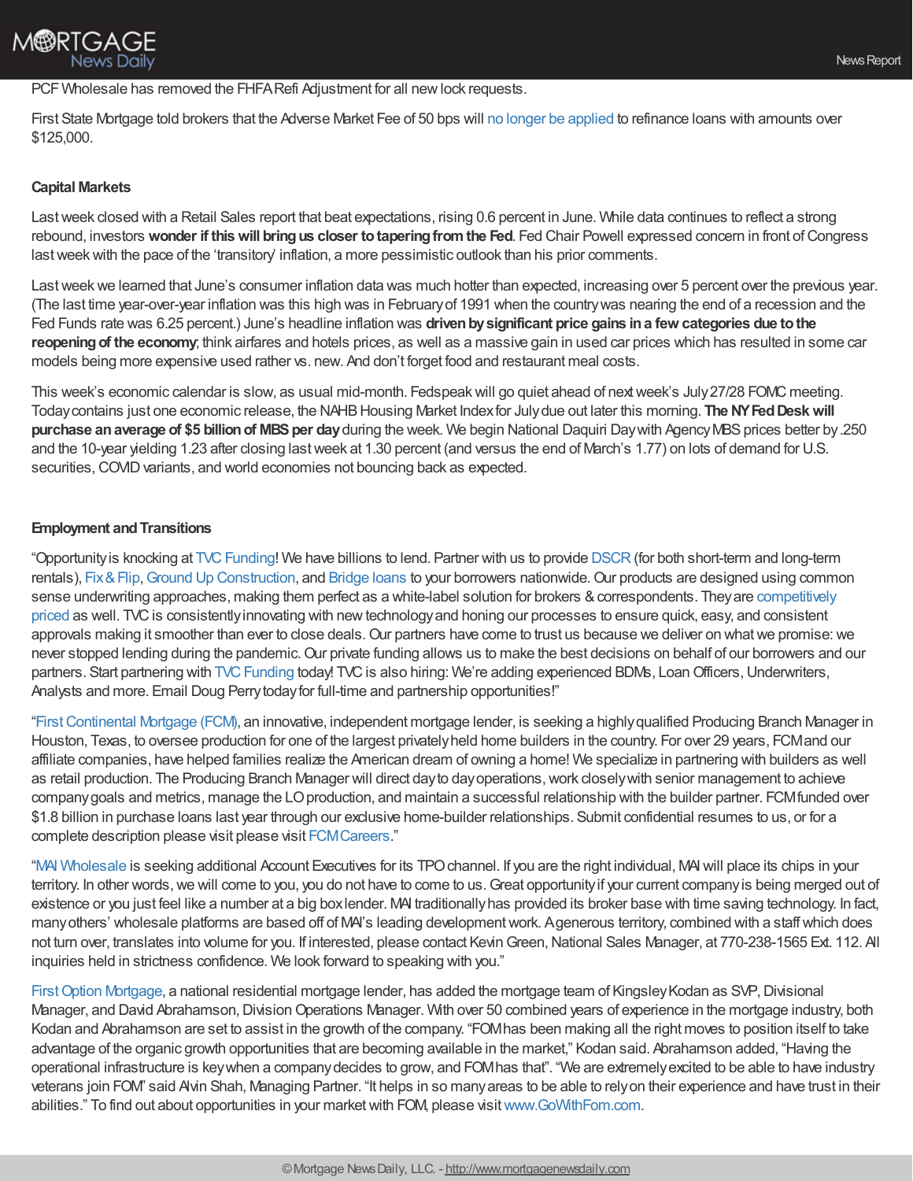PCF Wholesale has removed the FHFA Refi Adjustment for all new lock requests.

First State Mortgage told brokers that the Adverse Market Fee of 50 bps will no longer be applied to refinance loans with amounts over $125,000.

### Capital Markets

Last week closed with a Retail Sales report that beat expectations, rising 0.6 percent in June. While data continues to reflect a strong rebound, investors **wonder if this will bring us closer to tapering from the Fed**. Fed Chair Powell expressed concern in front of Congress last week with the pace of the 'transitory' inflation, a more pessimistic outlook than his prior comments.

Last week we learned that June's consumer inflation data was much hotter than expected, increasing over 5 percent over the previous year. (The last time year-over-year inflation was this high was in February of 1991 when the country was nearing the end of a recession and the Fed Funds rate was 6.25 percent.) June's headline inflation was **driven by significant price gains in a few categories due to the reopening of the economy**; think airfares and hotels prices, as well as a massive gain in used car prices which has resulted in some car models being more expensive used rather vs. new. And don't forget food and restaurant meal costs.

This week's economic calendar is slow, as usual mid-month. Fedspeak will go quiet ahead of next week's July 27/28 FOMC meeting. Today contains just one economic release, the NAHB Housing Market Index for July due out later this morning. **The NY Fed Desk will purchase an average of $5 billion of MBS per day** during the week. We begin National Daquiri Day with Agency MBS prices better by .250 and the 10-year yielding 1.23 after closing last week at 1.30 percent (and versus the end of March's 1.77) on lots of demand for U.S. securities, COVID variants, and world economies not bouncing back as expected.

### Employment and Transitions

"Opportunity is knocking at TVC Funding! We have billions to lend. Partner with us to provide DSCR (for both short-term and long-term rentals), Fix & Flip, Ground Up Construction, and Bridge loans to your borrowers nationwide. Our products are designed using common sense underwriting approaches, making them perfect as a white-label solution for brokers & correspondents. They are competitively priced as well. TVC is consistently innovating with new technology and honing our processes to ensure quick, easy, and consistent approvals making it smoother than ever to close deals. Our partners have come to trust us because we deliver on what we promise: we never stopped lending during the pandemic. Our private funding allows us to make the best decisions on behalf of our borrowers and our partners. Start partnering with TVC Funding today! TVC is also hiring: We're adding experienced BDMs, Loan Officers, Underwriters, Analysts and more. Email Doug Perry today for full-time and partnership opportunities!"

"First Continental Mortgage (FCM), an innovative, independent mortgage lender, is seeking a highly qualified Producing Branch Manager in Houston, Texas, to oversee production for one of the largest privately held home builders in the country. For over 29 years, FCM and our affiliate companies, have helped families realize the American dream of owning a home! We specialize in partnering with builders as well as retail production. The Producing Branch Manager will direct day to day operations, work closely with senior management to achieve company goals and metrics, manage the LO production, and maintain a successful relationship with the builder partner. FCM funded over $1.8 billion in purchase loans last year through our exclusive home-builder relationships. Submit confidential resumes to us, or for a complete description please visit please visit FCM Careers."

"MAI Wholesale is seeking additional Account Executives for its TPO channel. If you are the right individual, MAI will place its chips in your territory. In other words, we will come to you, you do not have to come to us. Great opportunity if your current company is being merged out of existence or you just feel like a number at a big box lender. MAI traditionally has provided its broker base with time saving technology. In fact, many others' wholesale platforms are based off of MAI's leading development work. A generous territory, combined with a staff which does not turn over, translates into volume for you. If interested, please contact Kevin Green, National Sales Manager, at 770-238-1565 Ext. 112. All inquiries held in strictness confidence. We look forward to speaking with you."

First Option Mortgage, a national residential mortgage lender, has added the mortgage team of Kingsley Kodan as SVP, Divisional Manager, and David Abrahamson, Division Operations Manager. With over 50 combined years of experience in the mortgage industry, both Kodan and Abrahamson are set to assist in the growth of the company. "FOM has been making all the right moves to position itself to take advantage of the organic growth opportunities that are becoming available in the market," Kodan said. Abrahamson added, "Having the operational infrastructure is key when a company decides to grow, and FOM has that". "We are extremely excited to be able to have industry veterans join FOM" said Alvin Shah, Managing Partner. "It helps in so many areas to be able to rely on their experience and have trust in their abilities." To find out about opportunities in your market with FOM, please visit www.GoWithFom.com.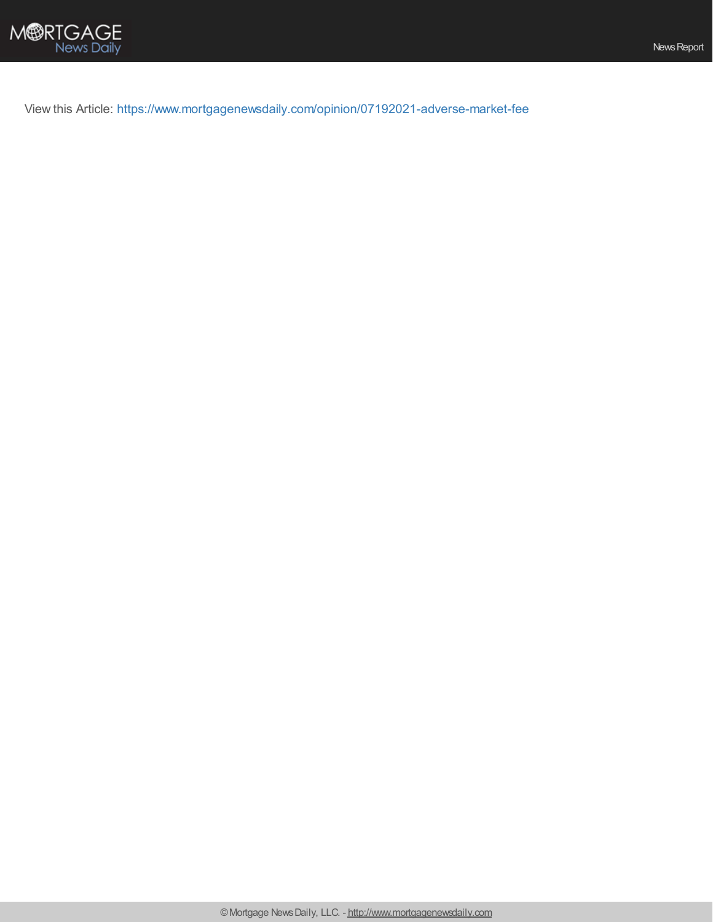View this Article: https://www.mortgagenewsdaily.com/opinion/07192021-adverse-market-fee